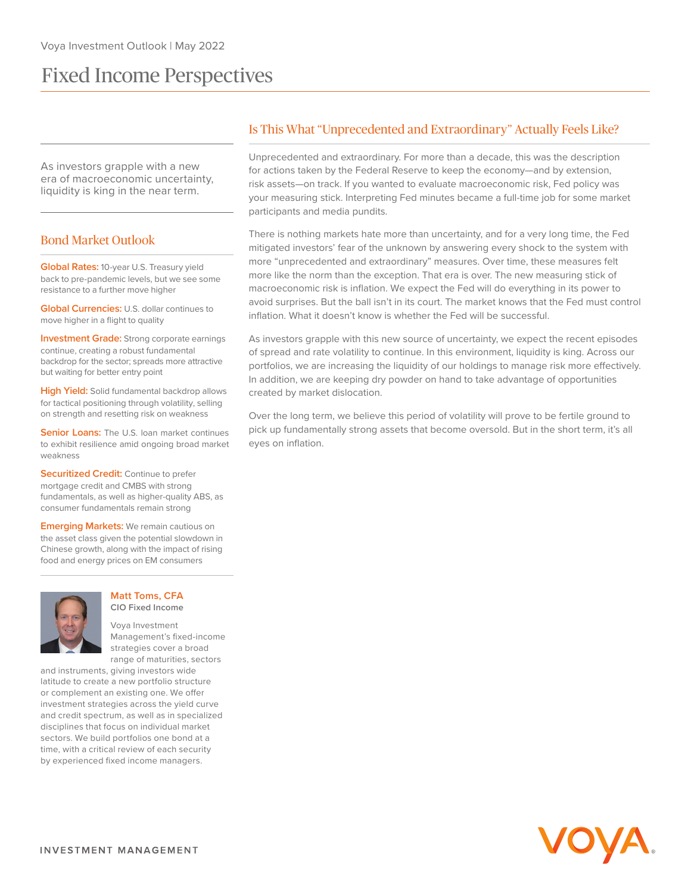# Fixed Income Perspectives

As investors grapple with a new era of macroeconomic uncertainty, liquidity is king in the near term.

## Bond Market Outlook

**Global Rates:** 10-year U.S. Treasury yield back to pre-pandemic levels, but we see some resistance to a further move higher

**Global Currencies:** U.S. dollar continues to move higher in a flight to quality

**Investment Grade:** Strong corporate earnings continue, creating a robust fundamental backdrop for the sector; spreads more attractive but waiting for better entry point

**High Yield:** Solid fundamental backdrop allows for tactical positioning through volatility, selling on strength and resetting risk on weakness

**Senior Loans:** The U.S. loan market continues to exhibit resilience amid ongoing broad market weakness

**Securitized Credit:** Continue to prefer mortgage credit and CMBS with strong fundamentals, as well as higher-quality ABS, as consumer fundamentals remain strong

**Emerging Markets:** We remain cautious on the asset class given the potential slowdown in Chinese growth, along with the impact of rising food and energy prices on EM consumers

**Matt Toms, CFA**
**CIO Fixed Income**

Voya Investment Management's fixed-income strategies cover a broad range of maturities, sectors and instruments, giving investors wide latitude to create a new portfolio structure or complement an existing one. We offer investment strategies across the yield curve and credit spectrum, as well as in specialized disciplines that focus on individual market sectors. We build portfolios one bond at a time, with a critical review of each security by experienced fixed income managers.

## Is This What "Unprecedented and Extraordinary" Actually Feels Like?

Unprecedented and extraordinary. For more than a decade, this was the description for actions taken by the Federal Reserve to keep the economy—and by extension, risk assets—on track. If you wanted to evaluate macroeconomic risk, Fed policy was your measuring stick. Interpreting Fed minutes became a full-time job for some market participants and media pundits.

There is nothing markets hate more than uncertainty, and for a very long time, the Fed mitigated investors' fear of the unknown by answering every shock to the system with more "unprecedented and extraordinary" measures. Over time, these measures felt more like the norm than the exception. That era is over. The new measuring stick of macroeconomic risk is inflation. We expect the Fed will do everything in its power to avoid surprises. But the ball isn't in its court. The market knows that the Fed must control inflation. What it doesn't know is whether the Fed will be successful.

As investors grapple with this new source of uncertainty, we expect the recent episodes of spread and rate volatility to continue. In this environment, liquidity is king. Across our portfolios, we are increasing the liquidity of our holdings to manage risk more effectively. In addition, we are keeping dry powder on hand to take advantage of opportunities created by market dislocation.

Over the long term, we believe this period of volatility will prove to be fertile ground to pick up fundamentally strong assets that become oversold. But in the short term, it's all eyes on inflation.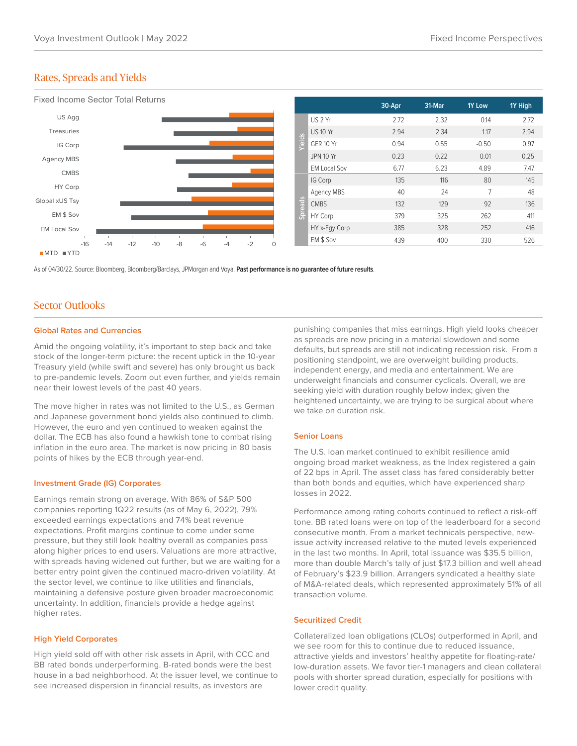## Rates, Spreads and Yields

Fixed Income Sector Total Returns

| | | 30-Apr | 31-Mar | 1Y Low | 1Y High |
|---|---|---|---|---|---|
| Yields | US 2 Yr | 2.72 | 2.32 | 0.14 | 2.72 |
| | US 10 Yr | 2.94 | 2.34 | 1.17 | 2.94 |
| | GER 10 Yr | 0.94 | 0.55 | -0.50 | 0.97 |
| | JPN 10 Yr | 0.23 | 0.22 | 0.01 | 0.25 |
| | EM Local Sov | 6.77 | 6.23 | 4.89 | 7.47 |
| Spreads | IG Corp | 135 | 116 | 80 | 145 |
| | Agency MBS | 40 | 24 | 7 | 48 |
| | CMBS | 132 | 129 | 92 | 136 |
| | HY Corp | 379 | 325 | 262 | 411 |
| | HY x-Egy Corp | 385 | 328 | 252 | 416 |
| | EM $ Sov | 439 | 400 | 330 | 526 |

As of 04/30/22. Source: Bloomberg, Bloomberg/Barclays, JPMorgan and Voya. **Past performance is no guarantee of future results**.

## Sector Outlooks

### Global Rates and Currencies

Amid the ongoing volatility, it's important to step back and take stock of the longer-term picture: the recent uptick in the 10-year Treasury yield (while swift and severe) has only brought us back to pre-pandemic levels. Zoom out even further, and yields remain near their lowest levels of the past 40 years.

The move higher in rates was not limited to the U.S., as German and Japanese government bond yields also continued to climb. However, the euro and yen continued to weaken against the dollar. The ECB has also found a hawkish tone to combat rising inflation in the euro area. The market is now pricing in 80 basis points of hikes by the ECB through year-end.

### Investment Grade (IG) Corporates

Earnings remain strong on average. With 86% of S&P 500 companies reporting 1Q22 results (as of May 6, 2022), 79% exceeded earnings expectations and 74% beat revenue expectations. Profit margins continue to come under some pressure, but they still look healthy overall as companies pass along higher prices to end users. Valuations are more attractive, with spreads having widened out further, but we are waiting for a better entry point given the continued macro-driven volatility. At the sector level, we continue to like utilities and financials, maintaining a defensive posture given broader macroeconomic uncertainty. In addition, financials provide a hedge against higher rates.

### High Yield Corporates

High yield sold off with other risk assets in April, with CCC and BB rated bonds underperforming. B-rated bonds were the best house in a bad neighborhood. At the issuer level, we continue to see increased dispersion in financial results, as investors are punishing companies that miss earnings. High yield looks cheaper as spreads are now pricing in a material slowdown and some defaults, but spreads are still not indicating recession risk. From a positioning standpoint, we are overweight building products, independent energy, and media and entertainment. We are underweight financials and consumer cyclicals. Overall, we are seeking yield with duration roughly below index; given the heightened uncertainty, we are trying to be surgical about where we take on duration risk.

### Senior Loans

The U.S. loan market continued to exhibit resilience amid ongoing broad market weakness, as the Index registered a gain of 22 bps in April. The asset class has fared considerably better than both bonds and equities, which have experienced sharp losses in 2022.

Performance among rating cohorts continued to reflect a risk-off tone. BB rated loans were on top of the leaderboard for a second consecutive month. From a market technicals perspective, new-issue activity increased relative to the muted levels experienced in the last two months. In April, total issuance was $35.5 billion, more than double March's tally of just $17.3 billion and well ahead of February's $23.9 billion. Arrangers syndicated a healthy slate of M&A-related deals, which represented approximately 51% of all transaction volume.

### Securitized Credit

Collateralized loan obligations (CLOs) outperformed in April, and we see room for this to continue due to reduced issuance, attractive yields and investors' healthy appetite for floating-rate/low-duration assets. We favor tier-1 managers and clean collateral pools with shorter spread duration, especially for positions with lower credit quality.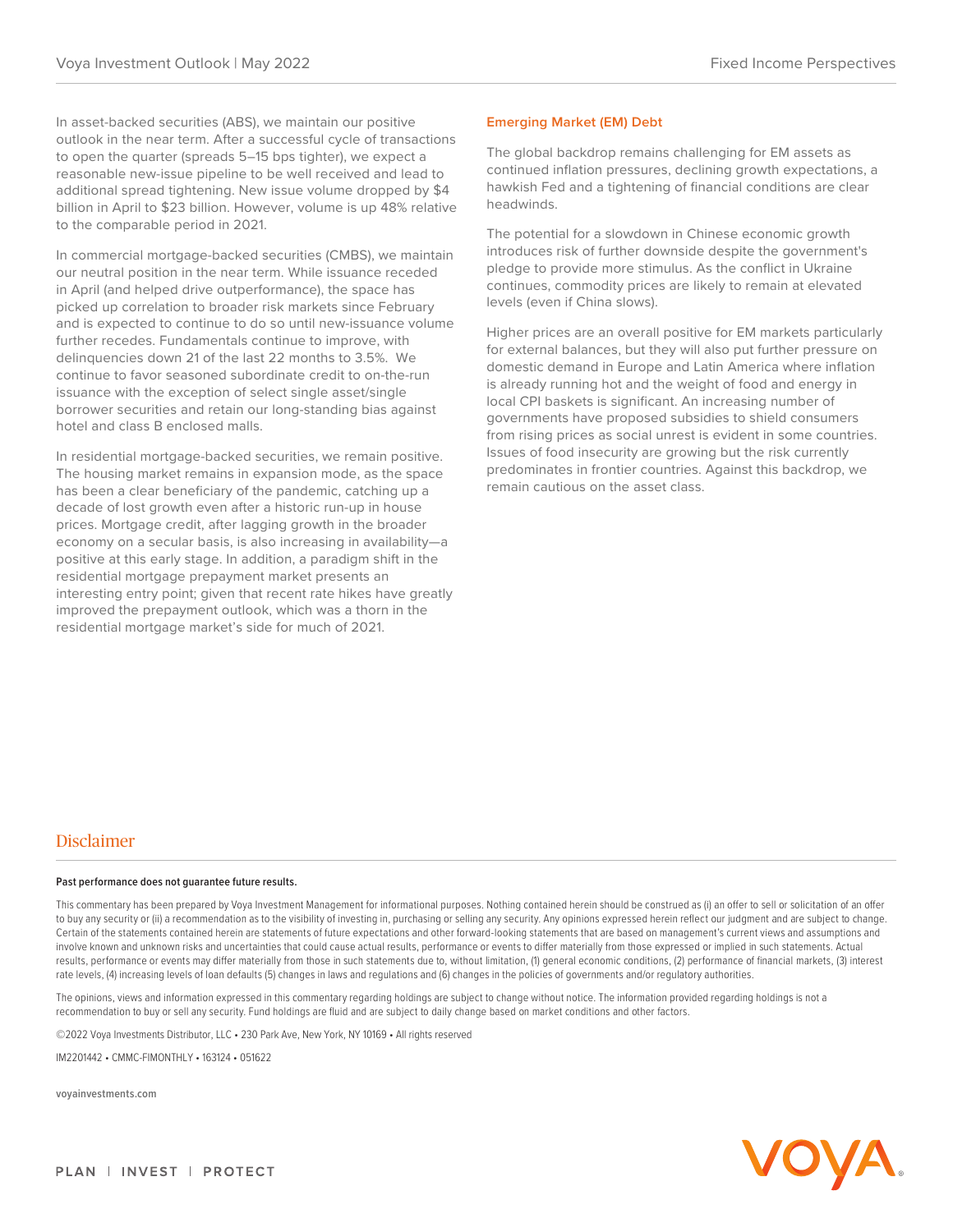In asset-backed securities (ABS), we maintain our positive outlook in the near term. After a successful cycle of transactions to open the quarter (spreads 5–15 bps tighter), we expect a reasonable new-issue pipeline to be well received and lead to additional spread tightening. New issue volume dropped by $4 billion in April to $23 billion. However, volume is up 48% relative to the comparable period in 2021.

In commercial mortgage-backed securities (CMBS), we maintain our neutral position in the near term. While issuance receded in April (and helped drive outperformance), the space has picked up correlation to broader risk markets since February and is expected to continue to do so until new-issuance volume further recedes. Fundamentals continue to improve, with delinquencies down 21 of the last 22 months to 3.5%. We continue to favor seasoned subordinate credit to on-the-run issuance with the exception of select single asset/single borrower securities and retain our long-standing bias against hotel and class B enclosed malls.

In residential mortgage-backed securities, we remain positive. The housing market remains in expansion mode, as the space has been a clear beneficiary of the pandemic, catching up a decade of lost growth even after a historic run-up in house prices. Mortgage credit, after lagging growth in the broader economy on a secular basis, is also increasing in availability—a positive at this early stage. In addition, a paradigm shift in the residential mortgage prepayment market presents an interesting entry point; given that recent rate hikes have greatly improved the prepayment outlook, which was a thorn in the residential mortgage market's side for much of 2021.

### Emerging Market (EM) Debt

The global backdrop remains challenging for EM assets as continued inflation pressures, declining growth expectations, a hawkish Fed and a tightening of financial conditions are clear headwinds.

The potential for a slowdown in Chinese economic growth introduces risk of further downside despite the government's pledge to provide more stimulus. As the conflict in Ukraine continues, commodity prices are likely to remain at elevated levels (even if China slows).

Higher prices are an overall positive for EM markets particularly for external balances, but they will also put further pressure on domestic demand in Europe and Latin America where inflation is already running hot and the weight of food and energy in local CPI baskets is significant. An increasing number of governments have proposed subsidies to shield consumers from rising prices as social unrest is evident in some countries. Issues of food insecurity are growing but the risk currently predominates in frontier countries. Against this backdrop, we remain cautious on the asset class.

## Disclaimer

**Past performance does not guarantee future results.**

This commentary has been prepared by Voya Investment Management for informational purposes. Nothing contained herein should be construed as (i) an offer to sell or solicitation of an offer to buy any security or (ii) a recommendation as to the visibility of investing in, purchasing or selling any security. Any opinions expressed herein reflect our judgment and are subject to change. Certain of the statements contained herein are statements of future expectations and other forward-looking statements that are based on management's current views and assumptions and involve known and unknown risks and uncertainties that could cause actual results, performance or events to differ materially from those expressed or implied in such statements. Actual results, performance or events may differ materially from those in such statements due to, without limitation, (1) general economic conditions, (2) performance of financial markets, (3) interest rate levels, (4) increasing levels of loan defaults (5) changes in laws and regulations and (6) changes in the policies of governments and/or regulatory authorities.

The opinions, views and information expressed in this commentary regarding holdings are subject to change without notice. The information provided regarding holdings is not a recommendation to buy or sell any security. Fund holdings are fluid and are subject to daily change based on market conditions and other factors.

©2022 Voya Investments Distributor, LLC • 230 Park Ave, New York, NY 10169 • All rights reserved

IM2201442 • CMMC-FIMONTHLY • 163124 • 051622

voyainvestments.com

PLAN | INVEST | PROTECT

VOYA®